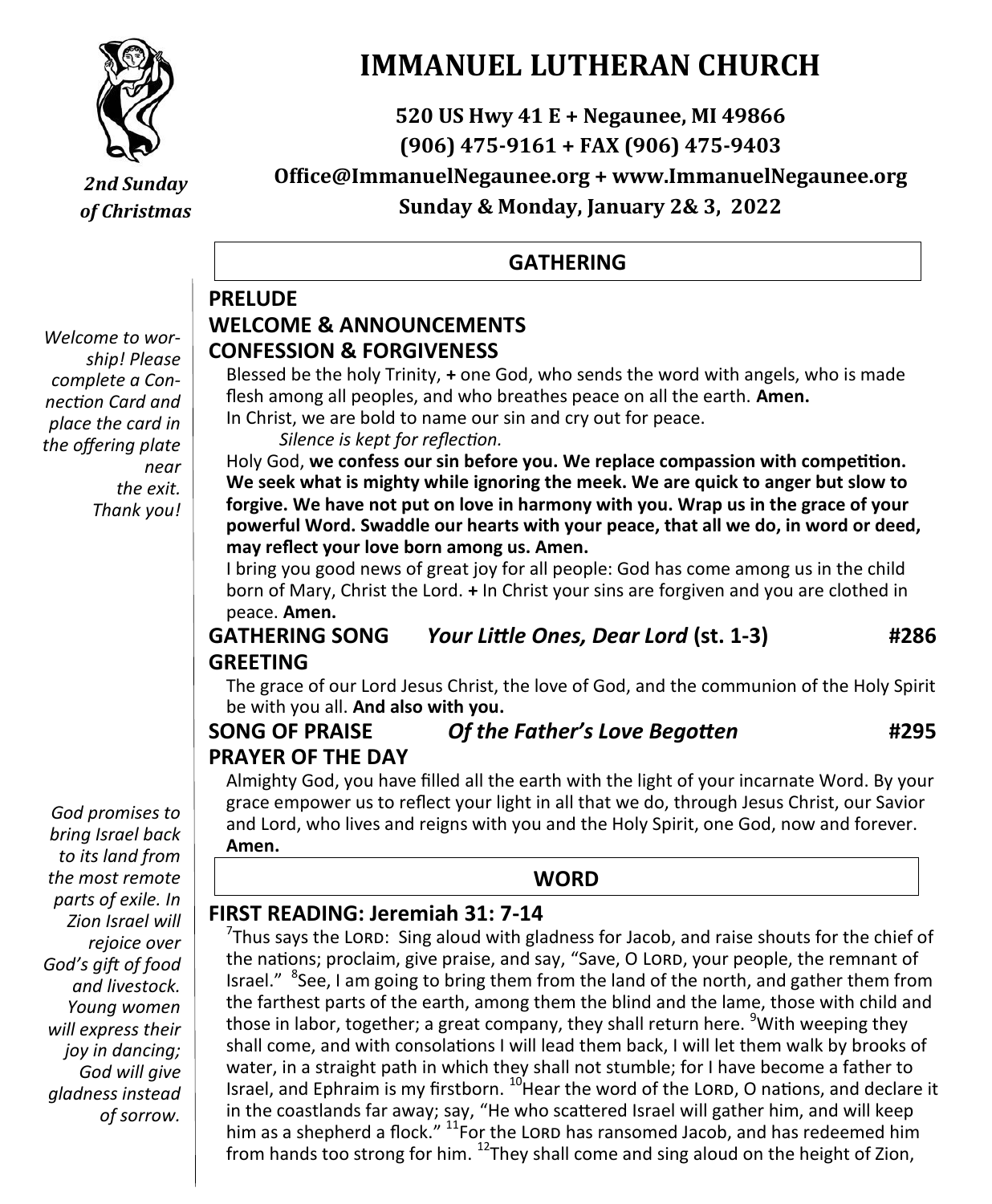# IMMANUEL LUTHERAN CHURCH

**520 US Hwy 41 E + Negaunee, MI 49866**
**(906) 475-9161 + FAX (906) 475-9403**
**Office@ImmanuelNegaunee.org + www.ImmanuelNegaunee.org**
**Sunday & Monday, January 2& 3, 2022**

***2nd Sunday of Christmas***

*Welcome to worship! Please complete a Connection Card and place the card in the offering plate near the exit. Thank you!*

## GATHERING

### PRELUDE

### WELCOME & ANNOUNCEMENTS

### CONFESSION & FORGIVENESS

Blessed be the holy Trinity, **+** one God, who sends the word with angels, who is made flesh among all peoples, and who breathes peace on all the earth. **Amen.**

In Christ, we are bold to name our sin and cry out for peace.

*Silence is kept for reflection.*

Holy God, **we confess our sin before you. We replace compassion with competition. We seek what is mighty while ignoring the meek. We are quick to anger but slow to forgive. We have not put on love in harmony with you. Wrap us in the grace of your powerful Word. Swaddle our hearts with your peace, that all we do, in word or deed, may reflect your love born among us. Amen.**

I bring you good news of great joy for all people: God has come among us in the child born of Mary, Christ the Lord. **+** In Christ your sins are forgiven and you are clothed in peace. **Amen.**

### GATHERING SONG — *Your Little Ones, Dear Lord* (st. 1-3) — #286

### GREETING

The grace of our Lord Jesus Christ, the love of God, and the communion of the Holy Spirit be with you all. **And also with you.**

### SONG OF PRAISE — *Of the Father's Love Begotten* — #295

### PRAYER OF THE DAY

Almighty God, you have filled all the earth with the light of your incarnate Word. By your grace empower us to reflect your light in all that we do, through Jesus Christ, our Savior and Lord, who lives and reigns with you and the Holy Spirit, one God, now and forever. **Amen.**

## WORD

*God promises to bring Israel back to its land from the most remote parts of exile. In Zion Israel will rejoice over God's gift of food and livestock. Young women will express their joy in dancing; God will give gladness instead of sorrow.*

### FIRST READING: Jeremiah 31: 7-14

[7]Thus says the LORD: Sing aloud with gladness for Jacob, and raise shouts for the chief of the nations; proclaim, give praise, and say, "Save, O LORD, your people, the remnant of Israel." [8]See, I am going to bring them from the land of the north, and gather them from the farthest parts of the earth, among them the blind and the lame, those with child and those in labor, together; a great company, they shall return here. [9]With weeping they shall come, and with consolations I will lead them back, I will let them walk by brooks of water, in a straight path in which they shall not stumble; for I have become a father to Israel, and Ephraim is my firstborn. [10]Hear the word of the LORD, O nations, and declare it in the coastlands far away; say, "He who scattered Israel will gather him, and will keep him as a shepherd a flock." [11]For the LORD has ransomed Jacob, and has redeemed him from hands too strong for him. [12]They shall come and sing aloud on the height of Zion,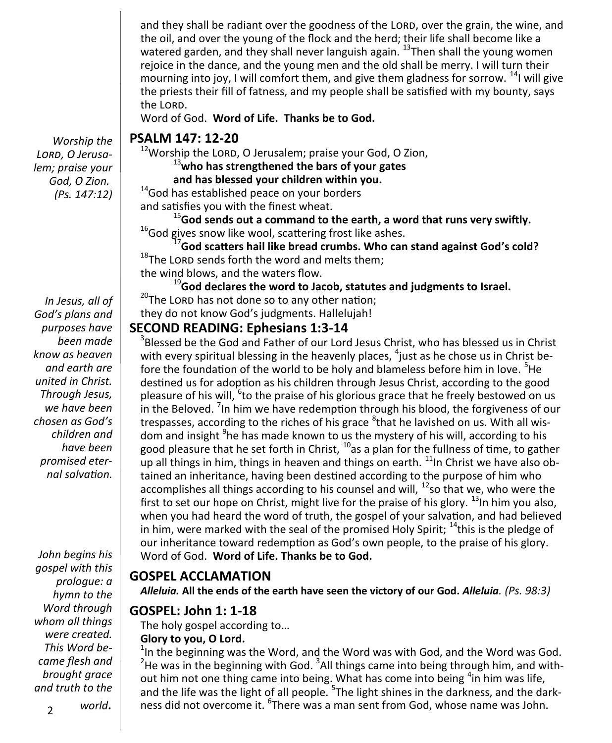and they shall be radiant over the goodness of the LORD, over the grain, the wine, and the oil, and over the young of the flock and the herd; their life shall become like a watered garden, and they shall never languish again. [13]Then shall the young women rejoice in the dance, and the young men and the old shall be merry. I will turn their mourning into joy, I will comfort them, and give them gladness for sorrow. [14]I will give the priests their fill of fatness, and my people shall be satisfied with my bounty, says the LORD.

Word of God. **Word of Life. Thanks be to God.**

*Worship the LORD, O Jerusalem; praise your God, O Zion. (Ps. 147:12)*

## PSALM 147: 12-20

[12]Worship the LORD, O Jerusalem; praise your God, O Zion,

**[13]who has strengthened the bars of your gates**
**and has blessed your children within you.**

[14]God has established peace on your borders
and satisfies you with the finest wheat.

**[15]God sends out a command to the earth, a word that runs very swiftly.**

[16]God gives snow like wool, scattering frost like ashes.

**[17]God scatters hail like bread crumbs. Who can stand against God's cold?**

[18]The LORD sends forth the word and melts them;
the wind blows, and the waters flow.

**[19]God declares the word to Jacob, statutes and judgments to Israel.**

[20]The LORD has not done so to any other nation;
they do not know God's judgments. Hallelujah!

*In Jesus, all of God's plans and purposes have been made know as heaven and earth are united in Christ. Through Jesus, we have been chosen as God's children and have been promised eternal salvation.*

## SECOND READING: Ephesians 1:3-14

[3]Blessed be the God and Father of our Lord Jesus Christ, who has blessed us in Christ with every spiritual blessing in the heavenly places, [4]just as he chose us in Christ before the foundation of the world to be holy and blameless before him in love. [5]He destined us for adoption as his children through Jesus Christ, according to the good pleasure of his will, [6]to the praise of his glorious grace that he freely bestowed on us in the Beloved. [7]In him we have redemption through his blood, the forgiveness of our trespasses, according to the riches of his grace [8]that he lavished on us. With all wisdom and insight [9]he has made known to us the mystery of his will, according to his good pleasure that he set forth in Christ, [10]as a plan for the fullness of time, to gather up all things in him, things in heaven and things on earth. [11]In Christ we have also obtained an inheritance, having been destined according to the purpose of him who accomplishes all things according to his counsel and will, [12]so that we, who were the first to set our hope on Christ, might live for the praise of his glory. [13]In him you also, when you had heard the word of truth, the gospel of your salvation, and had believed in him, were marked with the seal of the promised Holy Spirit; [14]this is the pledge of our inheritance toward redemption as God's own people, to the praise of his glory.

Word of God. **Word of Life. Thanks be to God.**

*John begins his gospel with this prologue: a hymn to the Word through whom all things were created. This Word became flesh and brought grace and truth to the world.*

## GOSPEL ACCLAMATION

***Alleluia.* All the ends of the earth have seen the victory of our God. *Alleluia.*** *(Ps. 98:3)*

## GOSPEL: John 1: 1-18

The holy gospel according to…

**Glory to you, O Lord.**

[1]In the beginning was the Word, and the Word was with God, and the Word was God. [2]He was in the beginning with God. [3]All things came into being through him, and without him not one thing came into being. What has come into being [4]in him was life, and the life was the light of all people. [5]The light shines in the darkness, and the darkness did not overcome it. [6]There was a man sent from God, whose name was John.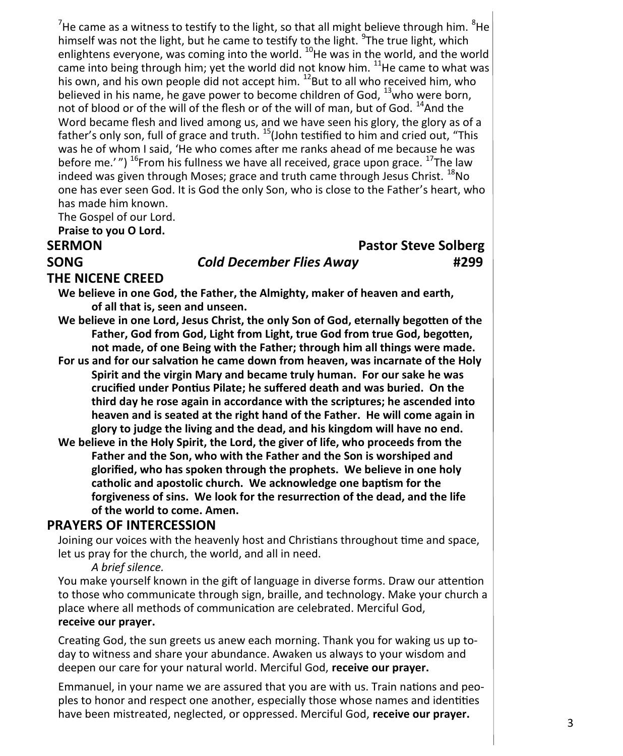[7]He came as a witness to testify to the light, so that all might believe through him. [8]He himself was not the light, but he came to testify to the light. [9]The true light, which enlightens everyone, was coming into the world. [10]He was in the world, and the world came into being through him; yet the world did not know him. [11]He came to what was his own, and his own people did not accept him. [12]But to all who received him, who believed in his name, he gave power to become children of God, [13]who were born, not of blood or of the will of the flesh or of the will of man, but of God. [14]And the Word became flesh and lived among us, and we have seen his glory, the glory as of a father's only son, full of grace and truth. [15](John testified to him and cried out, "This was he of whom I said, 'He who comes after me ranks ahead of me because he was before me.' ") [16]From his fullness we have all received, grace upon grace. [17]The law indeed was given through Moses; grace and truth came through Jesus Christ. [18]No one has ever seen God. It is God the only Son, who is close to the Father's heart, who has made him known.
The Gospel of our Lord.
**Praise to you O Lord.**

## SERMON — Pastor Steve Solberg

## SONG — *Cold December Flies Away* — #299

## THE NICENE CREED

**We believe in one God, the Father, the Almighty, maker of heaven and earth, of all that is, seen and unseen.**

**We believe in one Lord, Jesus Christ, the only Son of God, eternally begotten of the Father, God from God, Light from Light, true God from true God, begotten, not made, of one Being with the Father; through him all things were made.**

**For us and for our salvation he came down from heaven, was incarnate of the Holy Spirit and the virgin Mary and became truly human. For our sake he was crucified under Pontius Pilate; he suffered death and was buried. On the third day he rose again in accordance with the scriptures; he ascended into heaven and is seated at the right hand of the Father. He will come again in glory to judge the living and the dead, and his kingdom will have no end.**

**We believe in the Holy Spirit, the Lord, the giver of life, who proceeds from the Father and the Son, who with the Father and the Son is worshiped and glorified, who has spoken through the prophets. We believe in one holy catholic and apostolic church. We acknowledge one baptism for the forgiveness of sins. We look for the resurrection of the dead, and the life of the world to come. Amen.**

## PRAYERS OF INTERCESSION

Joining our voices with the heavenly host and Christians throughout time and space, let us pray for the church, the world, and all in need.

*A brief silence.*

You make yourself known in the gift of language in diverse forms. Draw our attention to those who communicate through sign, braille, and technology. Make your church a place where all methods of communication are celebrated. Merciful God,
**receive our prayer.**

Creating God, the sun greets us anew each morning. Thank you for waking us up today to witness and share your abundance. Awaken us always to your wisdom and deepen our care for your natural world. Merciful God, **receive our prayer.**

Emmanuel, in your name we are assured that you are with us. Train nations and peoples to honor and respect one another, especially those whose names and identities have been mistreated, neglected, or oppressed. Merciful God, **receive our prayer.**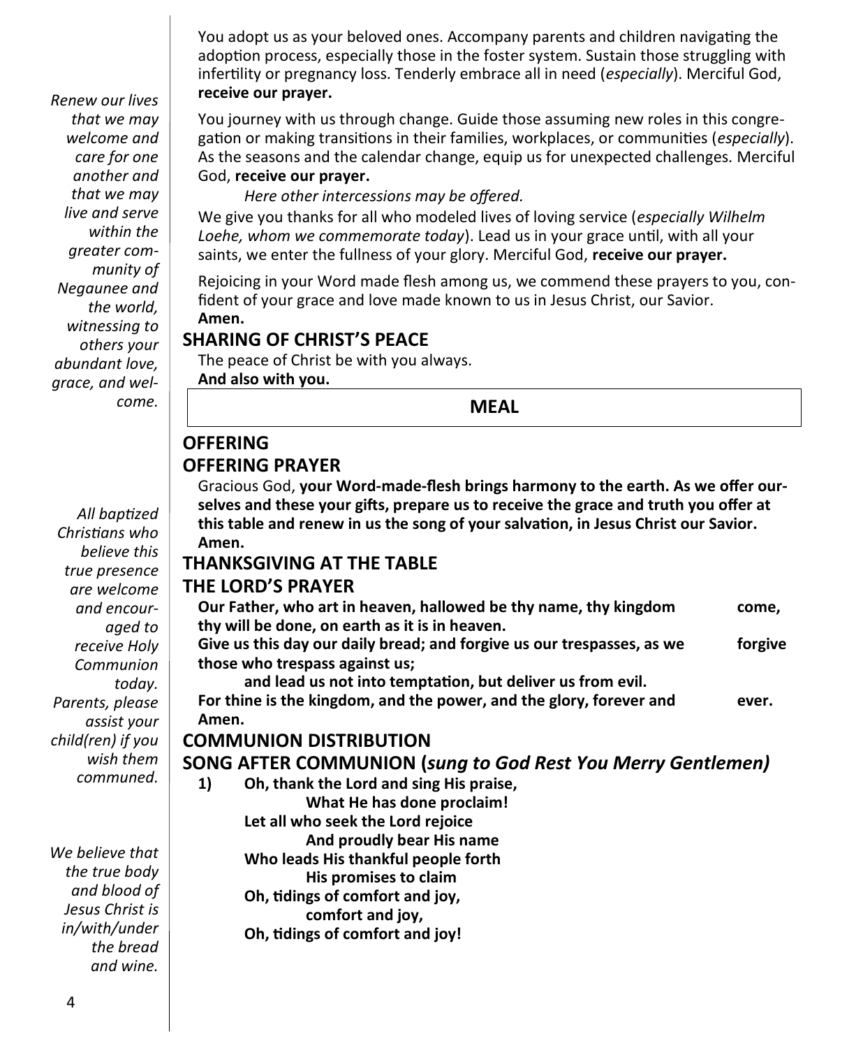You adopt us as your beloved ones. Accompany parents and children navigating the adoption process, especially those in the foster system. Sustain those struggling with infertility or pregnancy loss. Tenderly embrace all in need (*especially*). Merciful God, **receive our prayer.**

*Renew our lives that we may welcome and care for one another and that we may live and serve within the greater community of Negaunee and the world, witnessing to others your abundant love, grace, and welcome.*

You journey with us through change. Guide those assuming new roles in this congregation or making transitions in their families, workplaces, or communities (*especially*). As the seasons and the calendar change, equip us for unexpected challenges. Merciful God, **receive our prayer.**

*Here other intercessions may be offered.*

We give you thanks for all who modeled lives of loving service (*especially Wilhelm Loehe, whom we commemorate today*). Lead us in your grace until, with all your saints, we enter the fullness of your glory. Merciful God, **receive our prayer.**

Rejoicing in your Word made flesh among us, we commend these prayers to you, confident of your grace and love made known to us in Jesus Christ, our Savior.
**Amen.**

## SHARING OF CHRIST'S PEACE

The peace of Christ be with you always.
**And also with you.**

## MEAL

## OFFERING

## OFFERING PRAYER

Gracious God, **your Word-made-flesh brings harmony to the earth. As we offer ourselves and these your gifts, prepare us to receive the grace and truth you offer at this table and renew in us the song of your salvation, in Jesus Christ our Savior. Amen.**

*All baptized Christians who believe this true presence are welcome and encouraged to receive Holy Communion today. Parents, please assist your child(ren) if you wish them communed.*

## THANKSGIVING AT THE TABLE

## THE LORD'S PRAYER

**Our Father, who art in heaven, hallowed be thy name, thy kingdom come,
thy will be done, on earth as it is in heaven.
Give us this day our daily bread; and forgive us our trespasses, as we forgive those who trespass against us;
and lead us not into temptation, but deliver us from evil.
For thine is the kingdom, and the power, and the glory, forever and ever.
Amen.**

## COMMUNION DISTRIBUTION

*We believe that the true body and blood of Jesus Christ is in/with/under the bread and wine.*

## SONG AFTER COMMUNION (*sung to God Rest You Merry Gentlemen)*

**1) Oh, thank the Lord and sing His praise,
What He has done proclaim!
Let all who seek the Lord rejoice
And proudly bear His name
Who leads His thankful people forth
His promises to claim
Oh, tidings of comfort and joy,
comfort and joy,
Oh, tidings of comfort and joy!**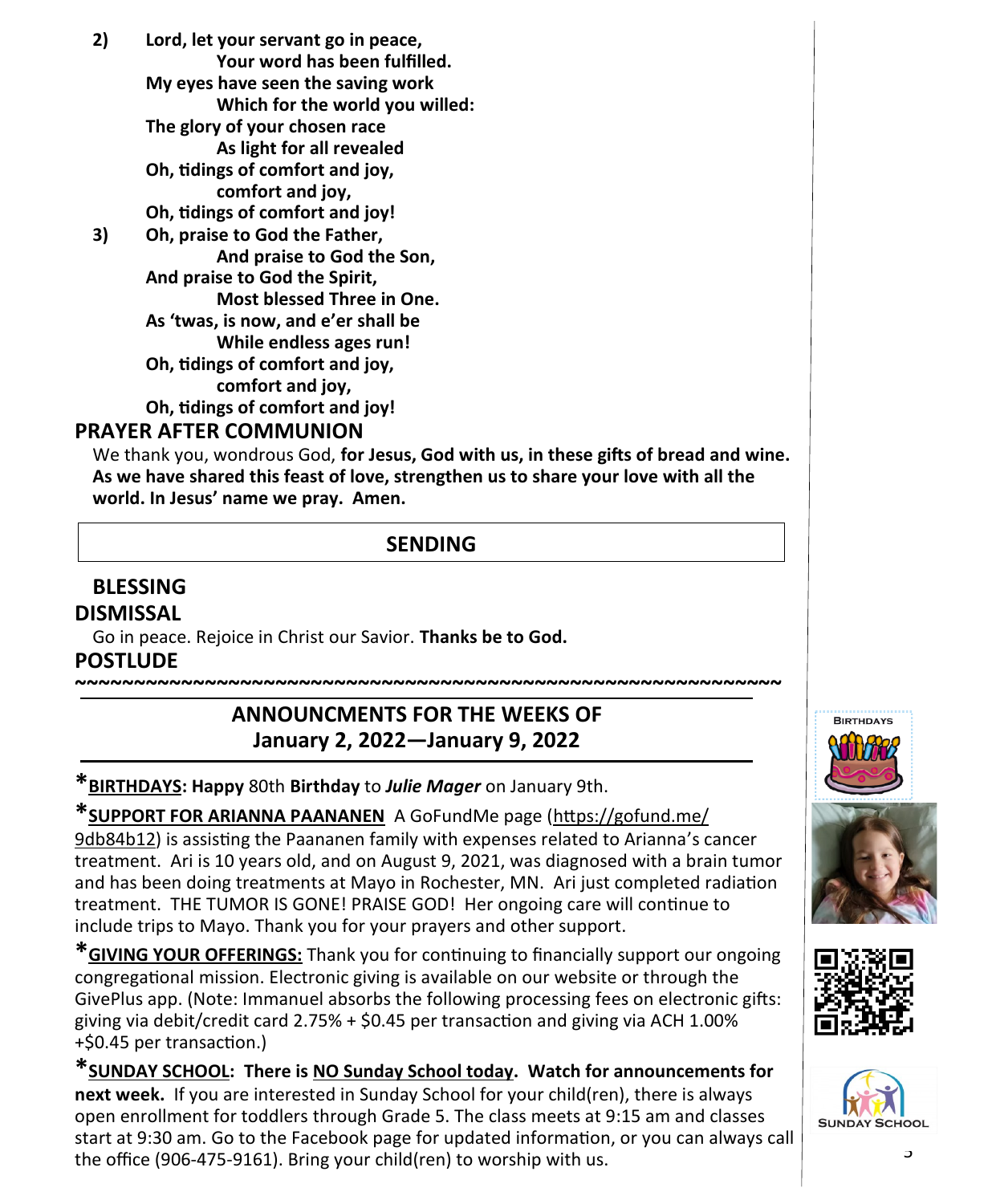2) **Lord, let your servant go in peace,**
**Your word has been fulfilled.**
**My eyes have seen the saving work**
**Which for the world you willed:**
**The glory of your chosen race**
**As light for all revealed**
**Oh, tidings of comfort and joy,**
**comfort and joy,**
**Oh, tidings of comfort and joy!**

3) **Oh, praise to God the Father,**
**And praise to God the Son,**
**And praise to God the Spirit,**
**Most blessed Three in One.**
**As 'twas, is now, and e'er shall be**
**While endless ages run!**
**Oh, tidings of comfort and joy,**
**comfort and joy,**
**Oh, tidings of comfort and joy!**

## PRAYER AFTER COMMUNION

We thank you, wondrous God, **for Jesus, God with us, in these gifts of bread and wine. As we have shared this feast of love, strengthen us to share your love with all the world. In Jesus' name we pray. Amen.**

## SENDING

## BLESSING

## DISMISSAL

Go in peace. Rejoice in Christ our Savior. **Thanks be to God.**

## POSTLUDE

~~~~~~~~~~~~~~~~~~~~~~~~~~~~~~~~~~~~~~~~~~~~~~~~~~~~~~~~~~~~~~

## ANNOUNCMENTS FOR THE WEEKS OF January 2, 2022—January 9, 2022

***BIRTHDAYS: Happy** 80th **Birthday** to ***Julie Mager*** on January 9th.

***SUPPORT FOR ARIANNA PAANANEN** A GoFundMe page (https://gofund.me/9db84b12) is assisting the Paananen family with expenses related to Arianna's cancer treatment. Ari is 10 years old, and on August 9, 2021, was diagnosed with a brain tumor and has been doing treatments at Mayo in Rochester, MN. Ari just completed radiation treatment. THE TUMOR IS GONE! PRAISE GOD! Her ongoing care will continue to include trips to Mayo. Thank you for your prayers and other support.

***GIVING YOUR OFFERINGS:** Thank you for continuing to financially support our ongoing congregational mission. Electronic giving is available on our website or through the GivePlus app. (Note: Immanuel absorbs the following processing fees on electronic gifts: giving via debit/credit card 2.75% + $0.45 per transaction and giving via ACH 1.00% +$0.45 per transaction.)

***SUNDAY SCHOOL: There is NO Sunday School today. Watch for announcements for next week.** If you are interested in Sunday School for your child(ren), there is always open enrollment for toddlers through Grade 5. The class meets at 9:15 am and classes start at 9:30 am. Go to the Facebook page for updated information, or you can always call the office (906-475-9161). Bring your child(ren) to worship with us.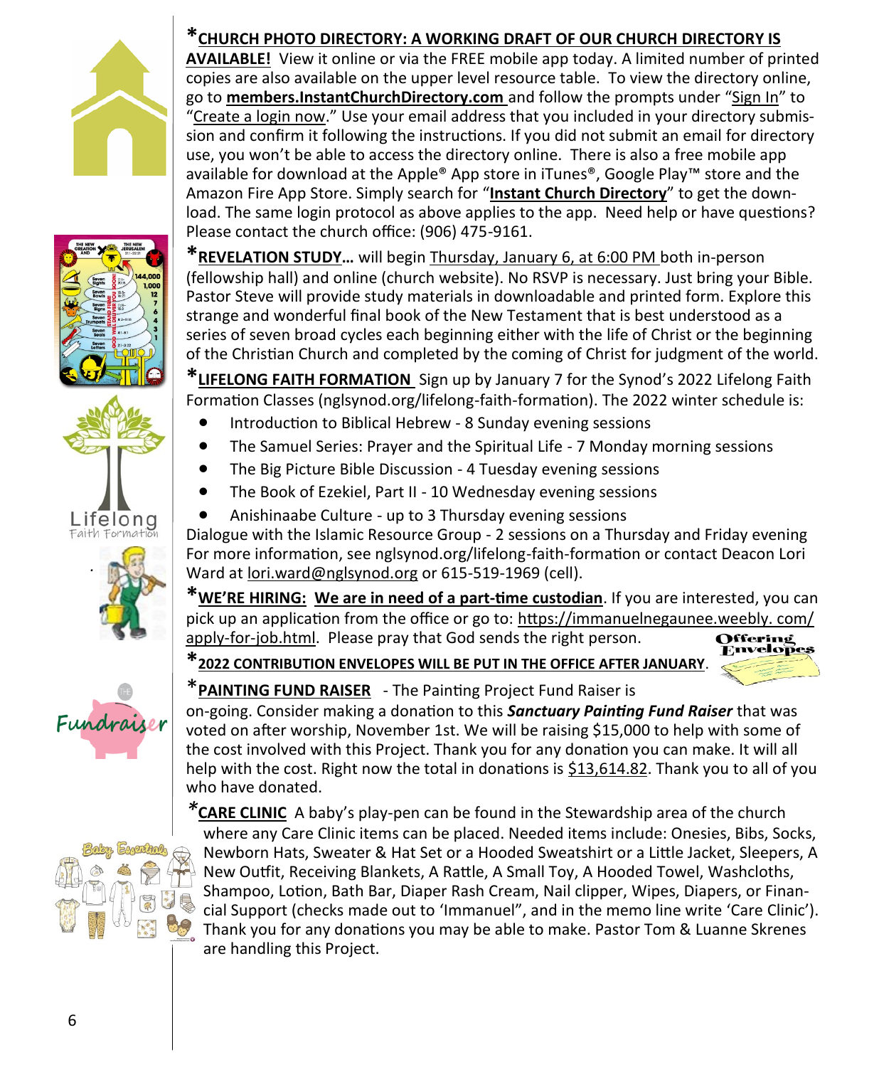***CHURCH PHOTO DIRECTORY: A WORKING DRAFT OF OUR CHURCH DIRECTORY IS AVAILABLE!*** View it online or via the FREE mobile app today. A limited number of printed copies are also available on the upper level resource table. To view the directory online, go to **members.InstantChurchDirectory.com** and follow the prompts under "Sign In" to "Create a login now." Use your email address that you included in your directory submission and confirm it following the instructions. If you did not submit an email for directory use, you won't be able to access the directory online. There is also a free mobile app available for download at the Apple® App store in iTunes®, Google Play™ store and the Amazon Fire App Store. Simply search for "**Instant Church Directory**" to get the download. The same login protocol as above applies to the app. Need help or have questions? Please contact the church office: (906) 475-9161.

***REVELATION STUDY…*** will begin Thursday, January 6, at 6:00 PM both in-person (fellowship hall) and online (church website). No RSVP is necessary. Just bring your Bible. Pastor Steve will provide study materials in downloadable and printed form. Explore this strange and wonderful final book of the New Testament that is best understood as a series of seven broad cycles each beginning either with the life of Christ or the beginning of the Christian Church and completed by the coming of Christ for judgment of the world.

***LIFELONG FAITH FORMATION*** Sign up by January 7 for the Synod's 2022 Lifelong Faith Formation Classes (nglsynod.org/lifelong-faith-formation). The 2022 winter schedule is:

- Introduction to Biblical Hebrew - 8 Sunday evening sessions
- The Samuel Series: Prayer and the Spiritual Life - 7 Monday morning sessions
- The Big Picture Bible Discussion - 4 Tuesday evening sessions
- The Book of Ezekiel, Part II - 10 Wednesday evening sessions
- Anishinaabe Culture - up to 3 Thursday evening sessions

Dialogue with the Islamic Resource Group - 2 sessions on a Thursday and Friday evening
For more information, see nglsynod.org/lifelong-faith-formation or contact Deacon Lori Ward at lori.ward@nglsynod.org or 615-519-1969 (cell).

***WE'RE HIRING: We are in need of a part-time custodian***. If you are interested, you can pick up an application from the office or go to: https://immanuelnegaunee.weebly. com/ apply-for-job.html. Please pray that God sends the right person.

***2022 CONTRIBUTION ENVELOPES WILL BE PUT IN THE OFFICE AFTER JANUARY***.

***PAINTING FUND RAISER*** - The Painting Project Fund Raiser is on-going. Consider making a donation to this ***Sanctuary Painting Fund Raiser*** that was voted on after worship, November 1st. We will be raising $15,000 to help with some of the cost involved with this Project. Thank you for any donation you can make. It will all help with the cost. Right now the total in donations is $13,614.82. Thank you to all of you who have donated.

***CARE CLINIC*** A baby's play-pen can be found in the Stewardship area of the church where any Care Clinic items can be placed. Needed items include: Onesies, Bibs, Socks, Newborn Hats, Sweater & Hat Set or a Hooded Sweatshirt or a Little Jacket, Sleepers, A New Outfit, Receiving Blankets, A Rattle, A Small Toy, A Hooded Towel, Washcloths, Shampoo, Lotion, Bath Bar, Diaper Rash Cream, Nail clipper, Wipes, Diapers, or Financial Support (checks made out to 'Immanuel", and in the memo line write 'Care Clinic'). Thank you for any donations you may be able to make. Pastor Tom & Luanne Skrenes are handling this Project.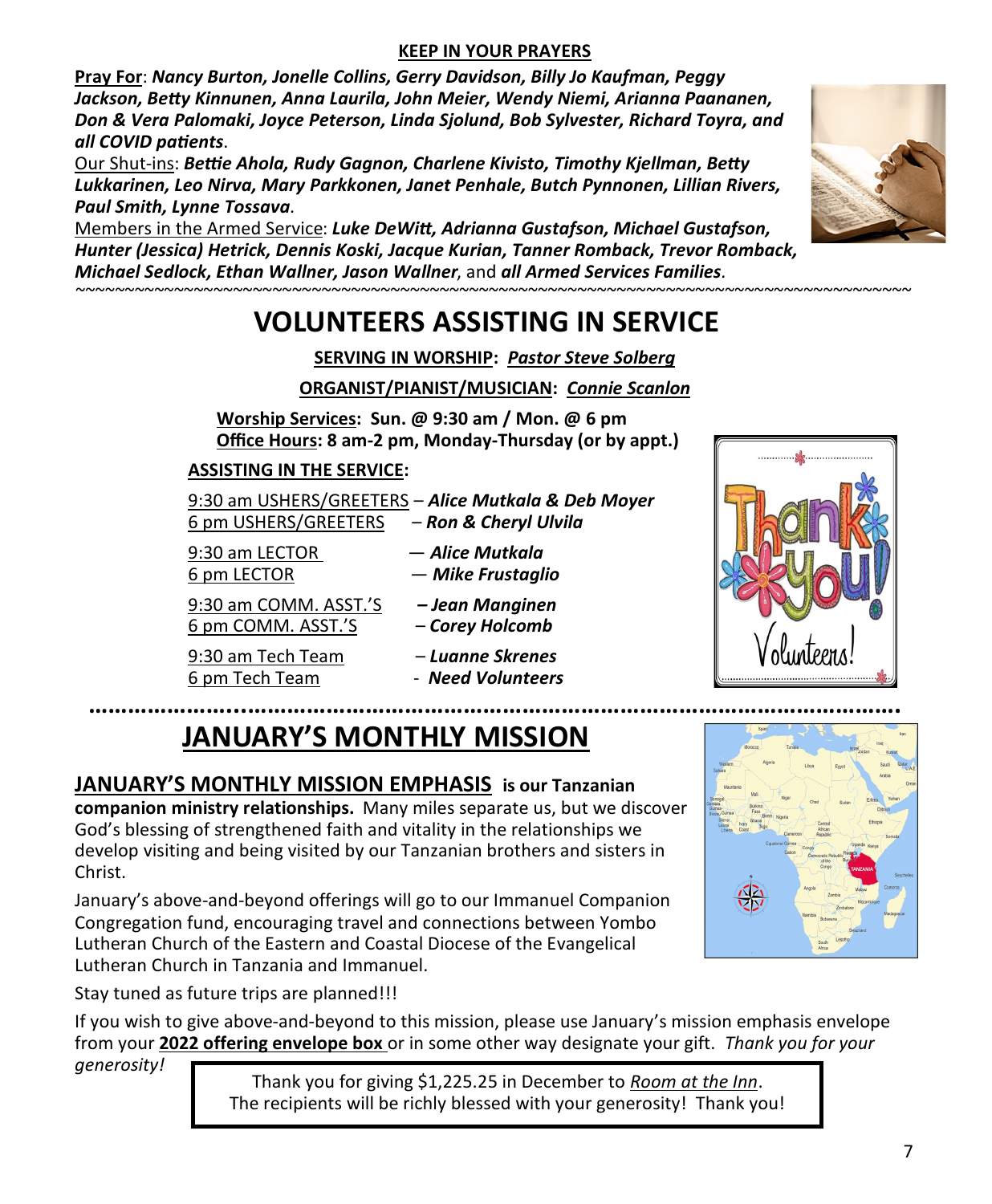## KEEP IN YOUR PRAYERS

**Pray For**: ***Nancy Burton, Jonelle Collins, Gerry Davidson, Billy Jo Kaufman, Peggy Jackson, Betty Kinnunen, Anna Laurila, John Meier, Wendy Niemi, Arianna Paananen, Don & Vera Palomaki, Joyce Peterson, Linda Sjolund, Bob Sylvester, Richard Toyra, and all COVID patients***.

Our Shut-ins: ***Bettie Ahola, Rudy Gagnon, Charlene Kivisto, Timothy Kjellman, Betty Lukkarinen, Leo Nirva, Mary Parkkonen, Janet Penhale, Butch Pynnonen, Lillian Rivers, Paul Smith, Lynne Tossava***.

Members in the Armed Service: ***Luke DeWitt, Adrianna Gustafson, Michael Gustafson, Hunter (Jessica) Hetrick, Dennis Koski, Jacque Kurian, Tanner Romback, Trevor Romback, Michael Sedlock, Ethan Wallner, Jason Wallner***, and ***all Armed Services Families***.

# VOLUNTEERS ASSISTING IN SERVICE

**SERVING IN WORSHIP:** ***Pastor Steve Solberg***

**ORGANIST/PIANIST/MUSICIAN:** ***Connie Scanlon***

**Worship Services: Sun. @ 9:30 am / Mon. @ 6 pm**
**Office Hours: 8 am-2 pm, Monday-Thursday (or by appt.)**

**ASSISTING IN THE SERVICE:**

9:30 am USHERS/GREETERS – ***Alice Mutkala & Deb Moyer***
6 pm USHERS/GREETERS – ***Ron & Cheryl Ulvila***

9:30 am LECTOR — ***Alice Mutkala***
6 pm LECTOR — ***Mike Frustaglio***

9:30 am COMM. ASST.'S – ***Jean Manginen***
6 pm COMM. ASST.'S – ***Corey Holcomb***

9:30 am Tech Team – ***Luanne Skrenes***
6 pm Tech Team - ***Need Volunteers***

# JANUARY'S MONTHLY MISSION

**JANUARY'S MONTHLY MISSION EMPHASIS is our Tanzanian companion ministry relationships.** Many miles separate us, but we discover God's blessing of strengthened faith and vitality in the relationships we develop visiting and being visited by our Tanzanian brothers and sisters in Christ.

January's above-and-beyond offerings will go to our Immanuel Companion Congregation fund, encouraging travel and connections between Yombo Lutheran Church of the Eastern and Coastal Diocese of the Evangelical Lutheran Church in Tanzania and Immanuel.

Stay tuned as future trips are planned!!!

If you wish to give above-and-beyond to this mission, please use January's mission emphasis envelope from your **2022 offering envelope box** or in some other way designate your gift. *Thank you for your generosity!*

Thank you for giving $1,225.25 in December to *Room at the Inn*.
The recipients will be richly blessed with your generosity! Thank you!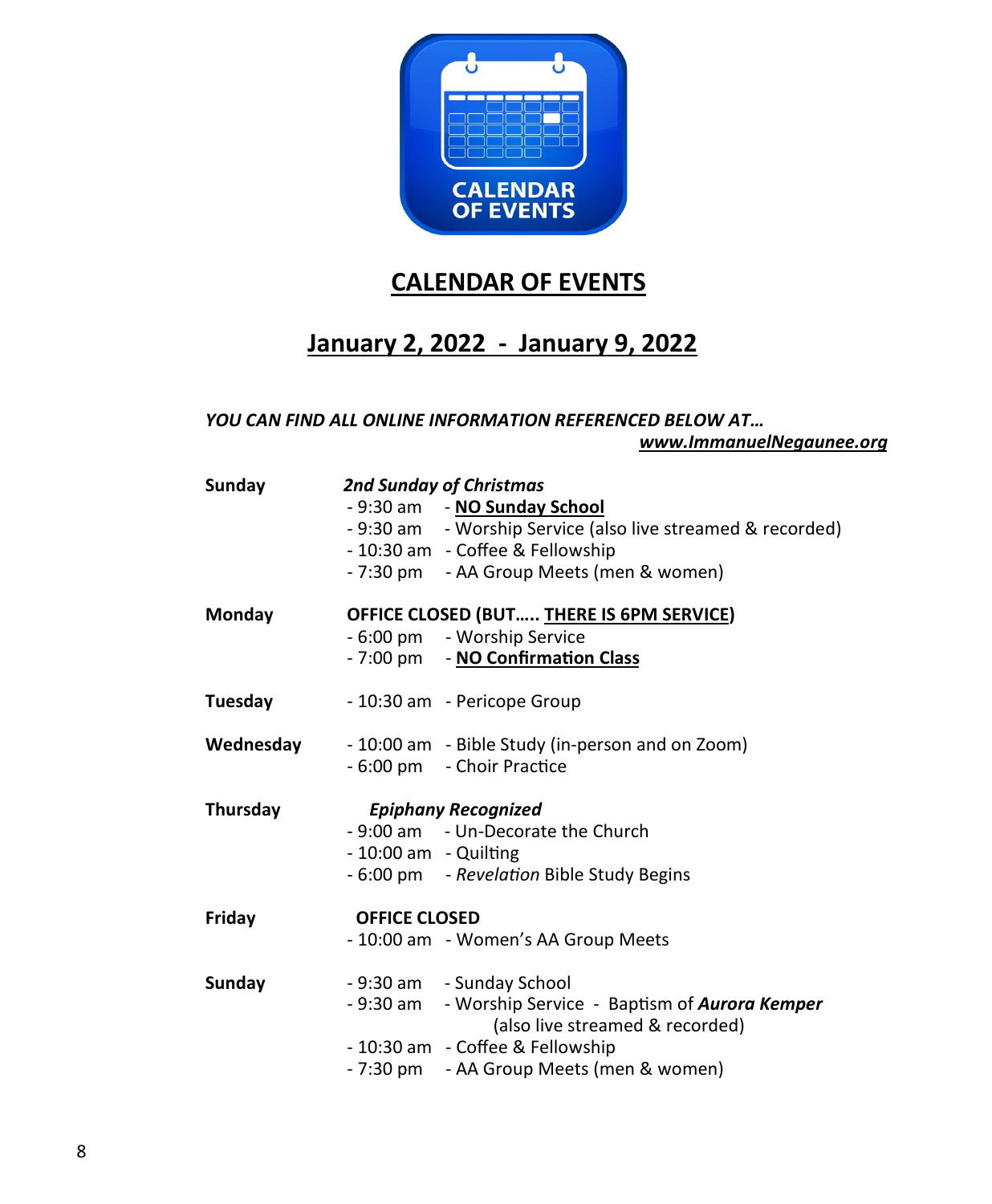## CALENDAR OF EVENTS

## January 2, 2022 - January 9, 2022

***YOU CAN FIND ALL ONLINE INFORMATION REFERENCED BELOW AT…***
***www.ImmanuelNegaunee.org***

| | | |
|---|---|---|
| **Sunday** | ***2nd Sunday of Christmas*** | |
| | - 9:30 am | - **NO Sunday School** |
| | - 9:30 am | - Worship Service (also live streamed & recorded) |
| | - 10:30 am | - Coffee & Fellowship |
| | - 7:30 pm | - AA Group Meets (men & women) |
| **Monday** | **OFFICE CLOSED (BUT….. THERE IS 6PM SERVICE)** | |
| | - 6:00 pm | - Worship Service |
| | - 7:00 pm | - **NO Confirmation Class** |
| **Tuesday** | - 10:30 am | - Pericope Group |
| **Wednesday** | - 10:00 am | - Bible Study (in-person and on Zoom) |
| | - 6:00 pm | - Choir Practice |
| **Thursday** | ***Epiphany Recognized*** | |
| | - 9:00 am | - Un-Decorate the Church |
| | - 10:00 am | - Quilting |
| | - 6:00 pm | - *Revelation* Bible Study Begins |
| **Friday** | **OFFICE CLOSED** | |
| | - 10:00 am | - Women's AA Group Meets |
| **Sunday** | - 9:30 am | - Sunday School |
| | - 9:30 am | - Worship Service - Baptism of ***Aurora Kemper*** (also live streamed & recorded) |
| | - 10:30 am | - Coffee & Fellowship |
| | - 7:30 pm | - AA Group Meets (men & women) |